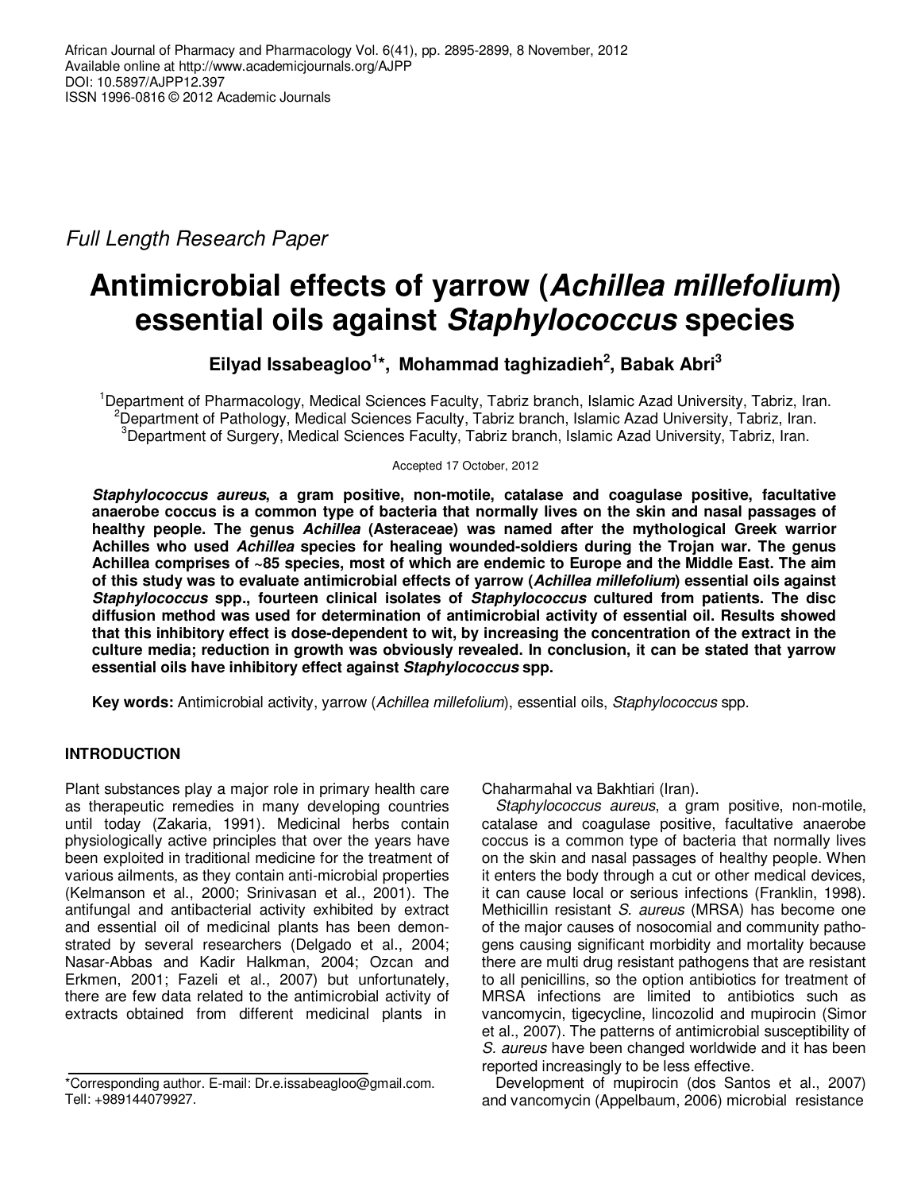Full Length Research Paper

# Antimicrobial effects of yarrow (*Achillea millefolium*) essential oils against *Staphylococcus* species

**Eilyad Issabeagloo[1]\*, Mohammad taghizadieh[2], Babak Abri[3]**

[1]Department of Pharmacology, Medical Sciences Faculty, Tabriz branch, Islamic Azad University, Tabriz, Iran.
[2]Department of Pathology, Medical Sciences Faculty, Tabriz branch, Islamic Azad University, Tabriz, Iran.
[3]Department of Surgery, Medical Sciences Faculty, Tabriz branch, Islamic Azad University, Tabriz, Iran.

Accepted 17 October, 2012

***Staphylococcus aureus*, a gram positive, non-motile, catalase and coagulase positive, facultative anaerobe coccus is a common type of bacteria that normally lives on the skin and nasal passages of healthy people. The genus *Achillea* (Asteraceae) was named after the mythological Greek warrior Achilles who used *Achillea* species for healing wounded-soldiers during the Trojan war. The genus Achillea comprises of ~85 species, most of which are endemic to Europe and the Middle East. The aim of this study was to evaluate antimicrobial effects of yarrow (*Achillea millefolium*) essential oils against *Staphylococcus* spp., fourteen clinical isolates of *Staphylococcus* cultured from patients. The disc diffusion method was used for determination of antimicrobial activity of essential oil. Results showed that this inhibitory effect is dose-dependent to wit, by increasing the concentration of the extract in the culture media; reduction in growth was obviously revealed. In conclusion, it can be stated that yarrow essential oils have inhibitory effect against *Staphylococcus* spp.**

**Key words:** Antimicrobial activity, yarrow (*Achillea millefolium*), essential oils, *Staphylococcus* spp.

## INTRODUCTION

Plant substances play a major role in primary health care as therapeutic remedies in many developing countries until today (Zakaria, 1991). Medicinal herbs contain physiologically active principles that over the years have been exploited in traditional medicine for the treatment of various ailments, as they contain anti-microbial properties (Kelmanson et al., 2000; Srinivasan et al., 2001). The antifungal and antibacterial activity exhibited by extract and essential oil of medicinal plants has been demonstrated by several researchers (Delgado et al., 2004; Nasar-Abbas and Kadir Halkman, 2004; Ozcan and Erkmen, 2001; Fazeli et al., 2007) but unfortunately, there are few data related to the antimicrobial activity of extracts obtained from different medicinal plants in Chaharmahal va Bakhtiari (Iran).

*Staphylococcus aureus*, a gram positive, non-motile, catalase and coagulase positive, facultative anaerobe coccus is a common type of bacteria that normally lives on the skin and nasal passages of healthy people. When it enters the body through a cut or other medical devices, it can cause local or serious infections (Franklin, 1998). Methicillin resistant *S. aureus* (MRSA) has become one of the major causes of nosocomial and community pathogens causing significant morbidity and mortality because there are multi drug resistant pathogens that are resistant to all penicillins, so the option antibiotics for treatment of MRSA infections are limited to antibiotics such as vancomycin, tigecycline, lincozolid and mupirocin (Simor et al., 2007). The patterns of antimicrobial susceptibility of *S. aureus* have been changed worldwide and it has been reported increasingly to be less effective.

Development of mupirocin (dos Santos et al., 2007) and vancomycin (Appelbaum, 2006) microbial resistance

\*Corresponding author. E-mail: Dr.e.issabeagloo@gmail.com. Tell: +989144079927.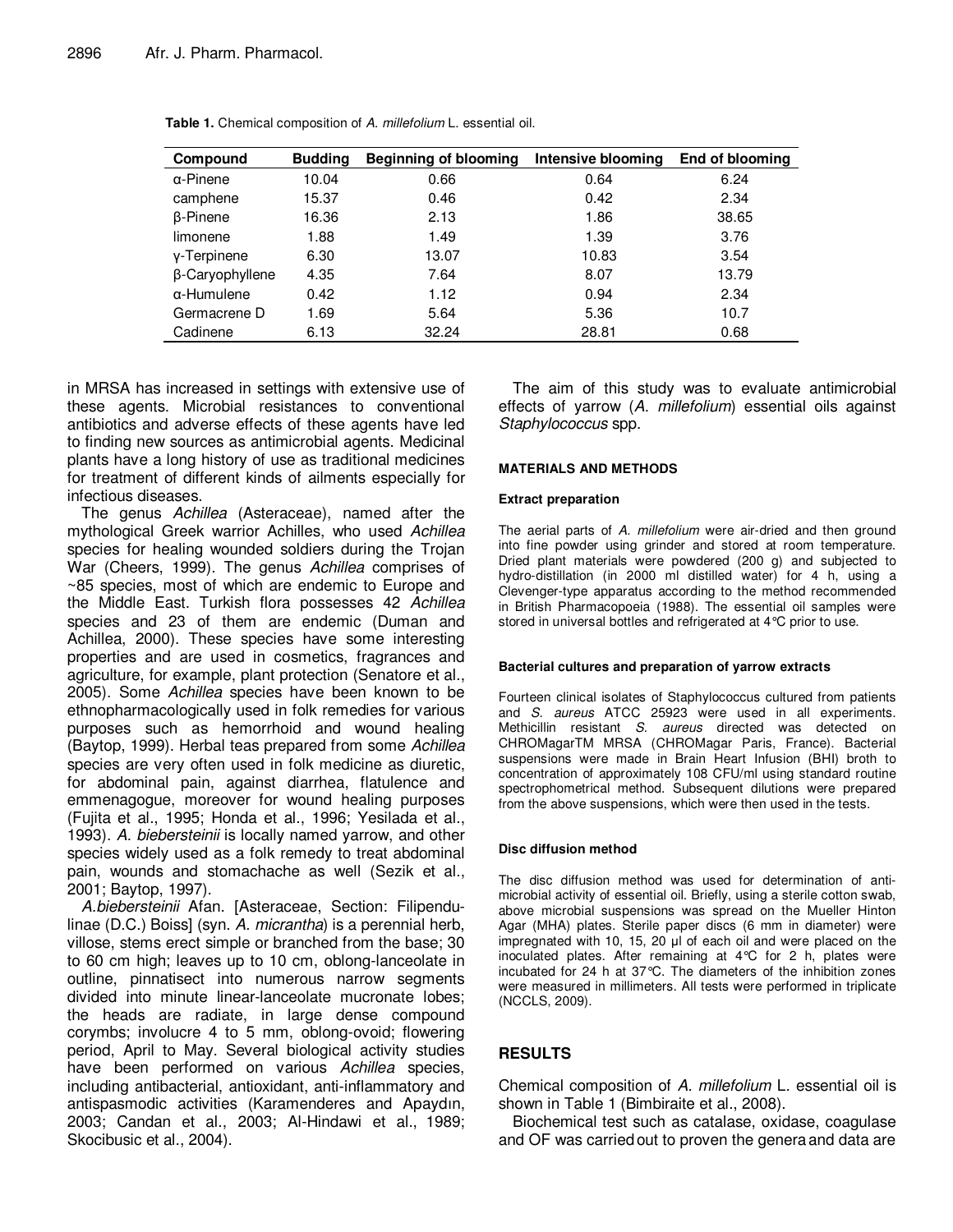**Table 1.** Chemical composition of *A. millefolium* L. essential oil.

| Compound | Budding | Beginning of blooming | Intensive blooming | End of blooming |
|---|---|---|---|---|
| α-Pinene | 10.04 | 0.66 | 0.64 | 6.24 |
| camphene | 15.37 | 0.46 | 0.42 | 2.34 |
| β-Pinene | 16.36 | 2.13 | 1.86 | 38.65 |
| limonene | 1.88 | 1.49 | 1.39 | 3.76 |
| γ-Terpinene | 6.30 | 13.07 | 10.83 | 3.54 |
| β-Caryophyllene | 4.35 | 7.64 | 8.07 | 13.79 |
| α-Humulene | 0.42 | 1.12 | 0.94 | 2.34 |
| Germacrene D | 1.69 | 5.64 | 5.36 | 10.7 |
| Cadinene | 6.13 | 32.24 | 28.81 | 0.68 |

in MRSA has increased in settings with extensive use of these agents. Microbial resistances to conventional antibiotics and adverse effects of these agents have led to finding new sources as antimicrobial agents. Medicinal plants have a long history of use as traditional medicines for treatment of different kinds of ailments especially for infectious diseases.

The genus *Achillea* (Asteraceae), named after the mythological Greek warrior Achilles, who used *Achillea* species for healing wounded soldiers during the Trojan War (Cheers, 1999). The genus *Achillea* comprises of ~85 species, most of which are endemic to Europe and the Middle East. Turkish flora possesses 42 *Achillea* species and 23 of them are endemic (Duman and Achillea, 2000). These species have some interesting properties and are used in cosmetics, fragrances and agriculture, for example, plant protection (Senatore et al., 2005). Some *Achillea* species have been known to be ethnopharmacologically used in folk remedies for various purposes such as hemorrhoid and wound healing (Baytop, 1999). Herbal teas prepared from some *Achillea* species are very often used in folk medicine as diuretic, for abdominal pain, against diarrhea, flatulence and emmenagogue, moreover for wound healing purposes (Fujita et al., 1995; Honda et al., 1996; Yesilada et al., 1993). *A. biebersteinii* is locally named yarrow, and other species widely used as a folk remedy to treat abdominal pain, wounds and stomachache as well (Sezik et al., 2001; Baytop, 1997).

*A.biebersteinii* Afan. [Asteraceae, Section: Filipendulinae (D.C.) Boiss] (syn. *A. micrantha*) is a perennial herb, villose, stems erect simple or branched from the base; 30 to 60 cm high; leaves up to 10 cm, oblong-lanceolate in outline, pinnatisect into numerous narrow segments divided into minute linear-lanceolate mucronate lobes; the heads are radiate, in large dense compound corymbs; involucre 4 to 5 mm, oblong-ovoid; flowering period, April to May. Several biological activity studies have been performed on various *Achillea* species, including antibacterial, antioxidant, anti-inflammatory and antispasmodic activities (Karamenderes and Apaydın, 2003; Candan et al., 2003; Al-Hindawi et al., 1989; Skocibusic et al., 2004).

The aim of this study was to evaluate antimicrobial effects of yarrow (*A. millefolium*) essential oils against *Staphylococcus* spp.

## MATERIALS AND METHODS

### Extract preparation

The aerial parts of *A. millefolium* were air-dried and then ground into fine powder using grinder and stored at room temperature. Dried plant materials were powdered (200 g) and subjected to hydro-distillation (in 2000 ml distilled water) for 4 h, using a Clevenger-type apparatus according to the method recommended in British Pharmacopoeia (1988). The essential oil samples were stored in universal bottles and refrigerated at 4°C prior to use.

### Bacterial cultures and preparation of yarrow extracts

Fourteen clinical isolates of Staphylococcus cultured from patients and *S. aureus* ATCC 25923 were used in all experiments. Methicillin resistant *S. aureus* directed was detected on CHROMagarTM MRSA (CHROMagar Paris, France). Bacterial suspensions were made in Brain Heart Infusion (BHI) broth to concentration of approximately 108 CFU/ml using standard routine spectrophometrical method. Subsequent dilutions were prepared from the above suspensions, which were then used in the tests.

### Disc diffusion method

The disc diffusion method was used for determination of antimicrobial activity of essential oil. Briefly, using a sterile cotton swab, above microbial suspensions was spread on the Mueller Hinton Agar (MHA) plates. Sterile paper discs (6 mm in diameter) were impregnated with 10, 15, 20 µl of each oil and were placed on the inoculated plates. After remaining at 4°C for 2 h, plates were incubated for 24 h at 37°C. The diameters of the inhibition zones were measured in millimeters. All tests were performed in triplicate (NCCLS, 2009).

## RESULTS

Chemical composition of *A. millefolium* L. essential oil is shown in Table 1 (Bimbiraite et al., 2008).

Biochemical test such as catalase, oxidase, coagulase and OF was carried out to proven the genera and data are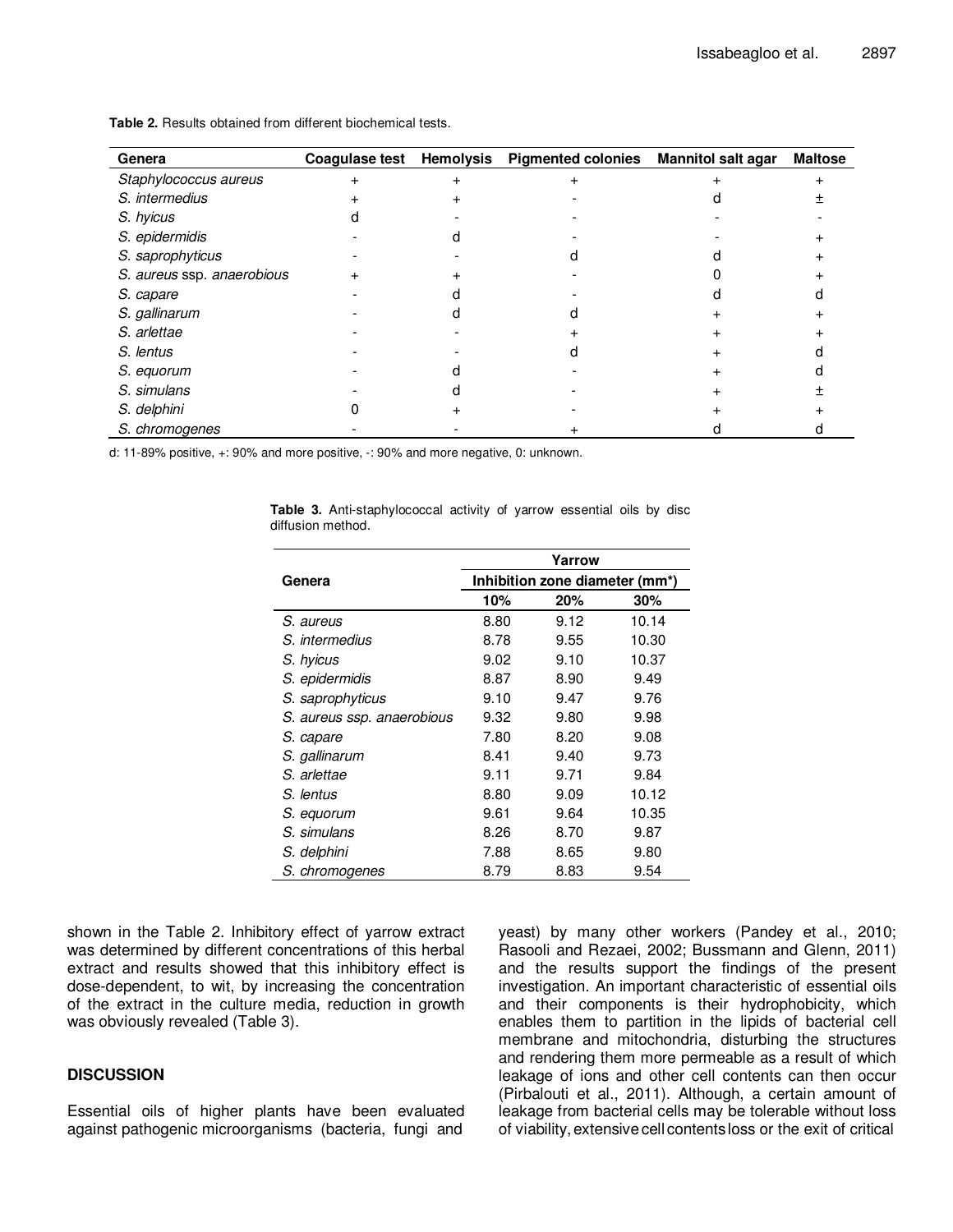**Table 2.** Results obtained from different biochemical tests.

| Genera | Coagulase test | Hemolysis | Pigmented colonies | Mannitol salt agar | Maltose |
|---|---|---|---|---|---|
| *Staphylococcus aureus* | + | + | + | + | + |
| *S. intermedius* | + | + | - | d | ± |
| *S. hyicus* | d | - | - | - | - |
| *S. epidermidis* | - | d | - | - | + |
| *S. saprophyticus* | - | - | d | d | + |
| *S. aureus* ssp. *anaerobious* | + | + | - | 0 | + |
| *S. capare* | - | d | - | d | d |
| *S. gallinarum* | - | d | d | + | + |
| *S. arlettae* | - | - | + | + | + |
| *S. lentus* | - | - | d | + | d |
| *S. equorum* | - | d | - | + | d |
| *S. simulans* | - | d | - | + | ± |
| *S. delphini* | 0 | + | - | + | + |
| *S. chromogenes* | - | - | + | d | d |

d: 11-89% positive, +: 90% and more positive, -: 90% and more negative, 0: unknown.

**Table 3.** Anti-staphylococcal activity of yarrow essential oils by disc diffusion method.

| Genera | Yarrow | | |
|---|---|---|---|
| | Inhibition zone diameter (mm*) | | |
| | 10% | 20% | 30% |
| *S. aureus* | 8.80 | 9.12 | 10.14 |
| *S. intermedius* | 8.78 | 9.55 | 10.30 |
| *S. hyicus* | 9.02 | 9.10 | 10.37 |
| *S. epidermidis* | 8.87 | 8.90 | 9.49 |
| *S. saprophyticus* | 9.10 | 9.47 | 9.76 |
| *S. aureus* ssp. *anaerobious* | 9.32 | 9.80 | 9.98 |
| *S. capare* | 7.80 | 8.20 | 9.08 |
| *S. gallinarum* | 8.41 | 9.40 | 9.73 |
| *S. arlettae* | 9.11 | 9.71 | 9.84 |
| *S. lentus* | 8.80 | 9.09 | 10.12 |
| *S. equorum* | 9.61 | 9.64 | 10.35 |
| *S. simulans* | 8.26 | 8.70 | 9.87 |
| *S. delphini* | 7.88 | 8.65 | 9.80 |
| *S. chromogenes* | 8.79 | 8.83 | 9.54 |

shown in the Table 2. Inhibitory effect of yarrow extract was determined by different concentrations of this herbal extract and results showed that this inhibitory effect is dose-dependent, to wit, by increasing the concentration of the extract in the culture media, reduction in growth was obviously revealed (Table 3).

## DISCUSSION

Essential oils of higher plants have been evaluated against pathogenic microorganisms (bacteria, fungi and yeast) by many other workers (Pandey et al., 2010; Rasooli and Rezaei, 2002; Bussmann and Glenn, 2011) and the results support the findings of the present investigation. An important characteristic of essential oils and their components is their hydrophobicity, which enables them to partition in the lipids of bacterial cell membrane and mitochondria, disturbing the structures and rendering them more permeable as a result of which leakage of ions and other cell contents can then occur (Pirbalouti et al., 2011). Although, a certain amount of leakage from bacterial cells may be tolerable without loss of viability, extensive cell contents loss or the exit of critical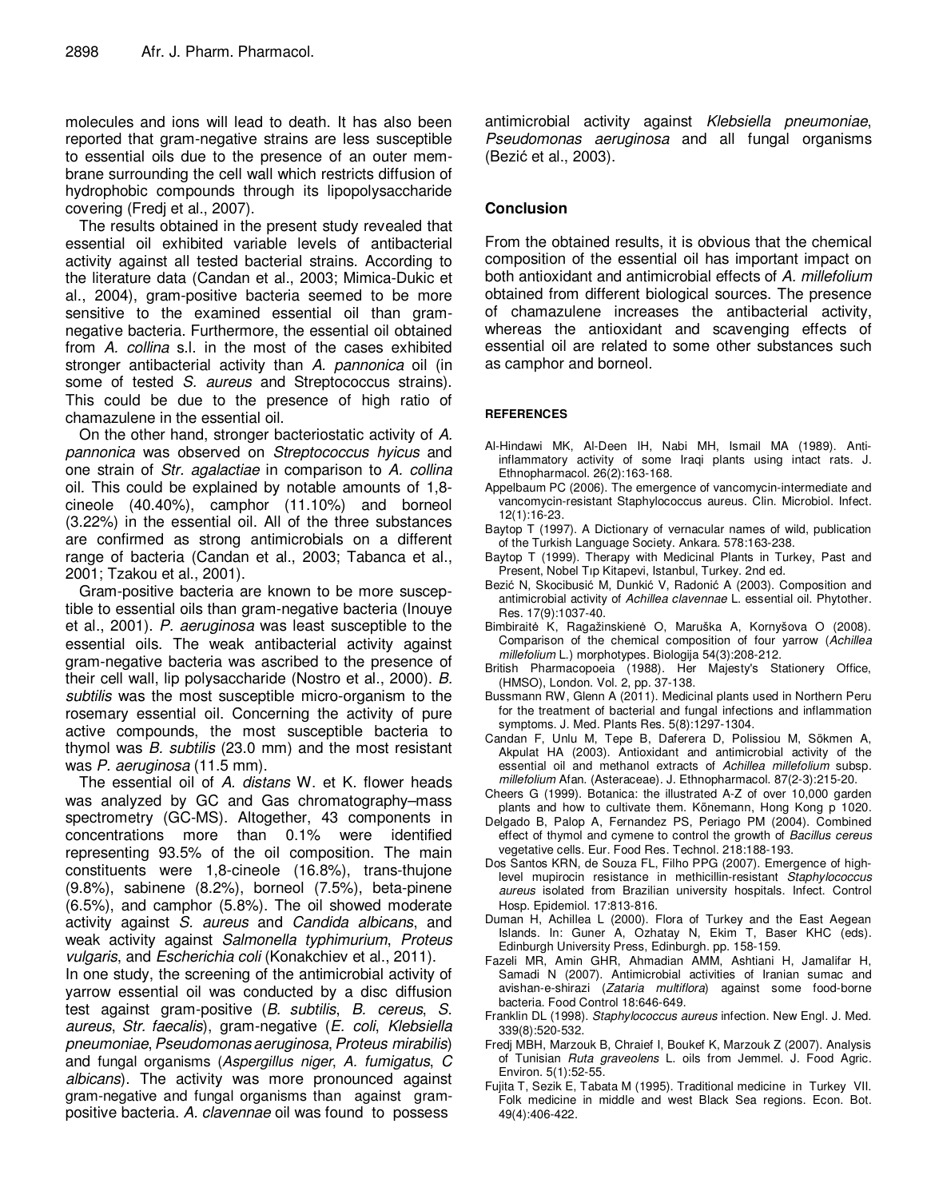molecules and ions will lead to death. It has also been reported that gram-negative strains are less susceptible to essential oils due to the presence of an outer membrane surrounding the cell wall which restricts diffusion of hydrophobic compounds through its lipopolysaccharide covering (Fredj et al., 2007).

The results obtained in the present study revealed that essential oil exhibited variable levels of antibacterial activity against all tested bacterial strains. According to the literature data (Candan et al., 2003; Mimica-Dukic et al., 2004), gram-positive bacteria seemed to be more sensitive to the examined essential oil than gram-negative bacteria. Furthermore, the essential oil obtained from *A. collina* s.l. in the most of the cases exhibited stronger antibacterial activity than *A. pannonica* oil (in some of tested *S. aureus* and Streptococcus strains). This could be due to the presence of high ratio of chamazulene in the essential oil.

On the other hand, stronger bacteriostatic activity of *A. pannonica* was observed on *Streptococcus hyicus* and one strain of *Str. agalactiae* in comparison to *A. collina* oil. This could be explained by notable amounts of 1,8-cineole (40.40%), camphor (11.10%) and borneol (3.22%) in the essential oil. All of the three substances are confirmed as strong antimicrobials on a different range of bacteria (Candan et al., 2003; Tabanca et al., 2001; Tzakou et al., 2001).

Gram-positive bacteria are known to be more susceptible to essential oils than gram-negative bacteria (Inouye et al., 2001). *P. aeruginosa* was least susceptible to the essential oils. The weak antibacterial activity against gram-negative bacteria was ascribed to the presence of their cell wall, lip polysaccharide (Nostro et al., 2000). *B. subtilis* was the most susceptible micro-organism to the rosemary essential oil. Concerning the activity of pure active compounds, the most susceptible bacteria to thymol was *B. subtilis* (23.0 mm) and the most resistant was *P. aeruginosa* (11.5 mm).

The essential oil of *A. distans* W. et K. flower heads was analyzed by GC and Gas chromatography–mass spectrometry (GC-MS). Altogether, 43 components in concentrations more than 0.1% were identified representing 93.5% of the oil composition. The main constituents were 1,8-cineole (16.8%), trans-thujone (9.8%), sabinene (8.2%), borneol (7.5%), beta-pinene (6.5%), and camphor (5.8%). The oil showed moderate activity against *S. aureus* and *Candida albicans*, and weak activity against *Salmonella typhimurium*, *Proteus vulgaris*, and *Escherichia coli* (Konakchiev et al., 2011).

In one study, the screening of the antimicrobial activity of yarrow essential oil was conducted by a disc diffusion test against gram-positive (*B. subtilis*, *B. cereus*, *S. aureus*, *Str. faecalis*), gram-negative (*E. coli*, *Klebsiella pneumoniae*, *Pseudomonas aeruginosa*, *Proteus mirabilis*) and fungal organisms (*Aspergillus niger*, *A. fumigatus*, *C albicans*). The activity was more pronounced against gram-negative and fungal organisms than against gram-positive bacteria. *A. clavennae* oil was found to possess antimicrobial activity against *Klebsiella pneumoniae*, *Pseudomonas aeruginosa* and all fungal organisms (Bezić et al., 2003).

## Conclusion

From the obtained results, it is obvious that the chemical composition of the essential oil has important impact on both antioxidant and antimicrobial effects of *A. millefolium* obtained from different biological sources. The presence of chamazulene increases the antibacterial activity, whereas the antioxidant and scavenging effects of essential oil are related to some other substances such as camphor and borneol.

### REFERENCES

Al-Hindawi MK, Al-Deen IH, Nabi MH, Ismail MA (1989). Anti-inflammatory activity of some Iraqi plants using intact rats. J. Ethnopharmacol. 26(2):163-168.

Appelbaum PC (2006). The emergence of vancomycin-intermediate and vancomycin-resistant Staphylococcus aureus. Clin. Microbiol. Infect. 12(1):16-23.

Baytop T (1997). A Dictionary of vernacular names of wild, publication of the Turkish Language Society. Ankara. 578:163-238.

Baytop T (1999). Therapy with Medicinal Plants in Turkey, Past and Present, Nobel Tıp Kitapevi, Istanbul, Turkey. 2nd ed.

Bezić N, Skocibusić M, Dunkić V, Radonić A (2003). Composition and antimicrobial activity of *Achillea clavennae* L. essential oil. Phytother. Res. 17(9):1037-40.

Bimbiraitė K, Ragažinskienė O, Maruška A, Kornyšova O (2008). Comparison of the chemical composition of four yarrow (*Achillea millefolium* L.) morphotypes. Biologija 54(3):208-212.

British Pharmacopoeia (1988). Her Majesty's Stationery Office, (HMSO), London. Vol. 2, pp. 37-138.

Bussmann RW, Glenn A (2011). Medicinal plants used in Northern Peru for the treatment of bacterial and fungal infections and inflammation symptoms. J. Med. Plants Res. 5(8):1297-1304.

Candan F, Unlu M, Tepe B, Daferera D, Polissiou M, Sökmen A, Akpulat HA (2003). Antioxidant and antimicrobial activity of the essential oil and methanol extracts of *Achillea millefolium* subsp. *millefolium* Afan. (Asteraceae). J. Ethnopharmacol. 87(2-3):215-20.

Cheers G (1999). Botanica: the illustrated A-Z of over 10,000 garden plants and how to cultivate them. Könemann, Hong Kong p 1020.

Delgado B, Palop A, Fernandez PS, Periago PM (2004). Combined effect of thymol and cymene to control the growth of *Bacillus cereus* vegetative cells. Eur. Food Res. Technol. 218:188-193.

Dos Santos KRN, de Souza FL, Filho PPG (2007). Emergence of high-level mupirocin resistance in methicillin-resistant *Staphylococcus aureus* isolated from Brazilian university hospitals. Infect. Control Hosp. Epidemiol. 17:813-816.

Duman H, Achillea L (2000). Flora of Turkey and the East Aegean Islands. In: Guner A, Ozhatay N, Ekim T, Baser KHC (eds). Edinburgh University Press, Edinburgh. pp. 158-159.

Fazeli MR, Amin GHR, Ahmadian AMM, Ashtiani H, Jamalifar H, Samadi N (2007). Antimicrobial activities of Iranian sumac and avishan-e-shirazi (*Zataria multiflora*) against some food-borne bacteria. Food Control 18:646-649.

Franklin DL (1998). *Staphylococcus aureus* infection. New Engl. J. Med. 339(8):520-532.

Fredj MBH, Marzouk B, Chraief I, Boukef K, Marzouk Z (2007). Analysis of Tunisian *Ruta graveolens* L. oils from Jemmel. J. Food Agric. Environ. 5(1):52-55.

Fujita T, Sezik E, Tabata M (1995). Traditional medicine in Turkey VII. Folk medicine in middle and west Black Sea regions. Econ. Bot. 49(4):406-422.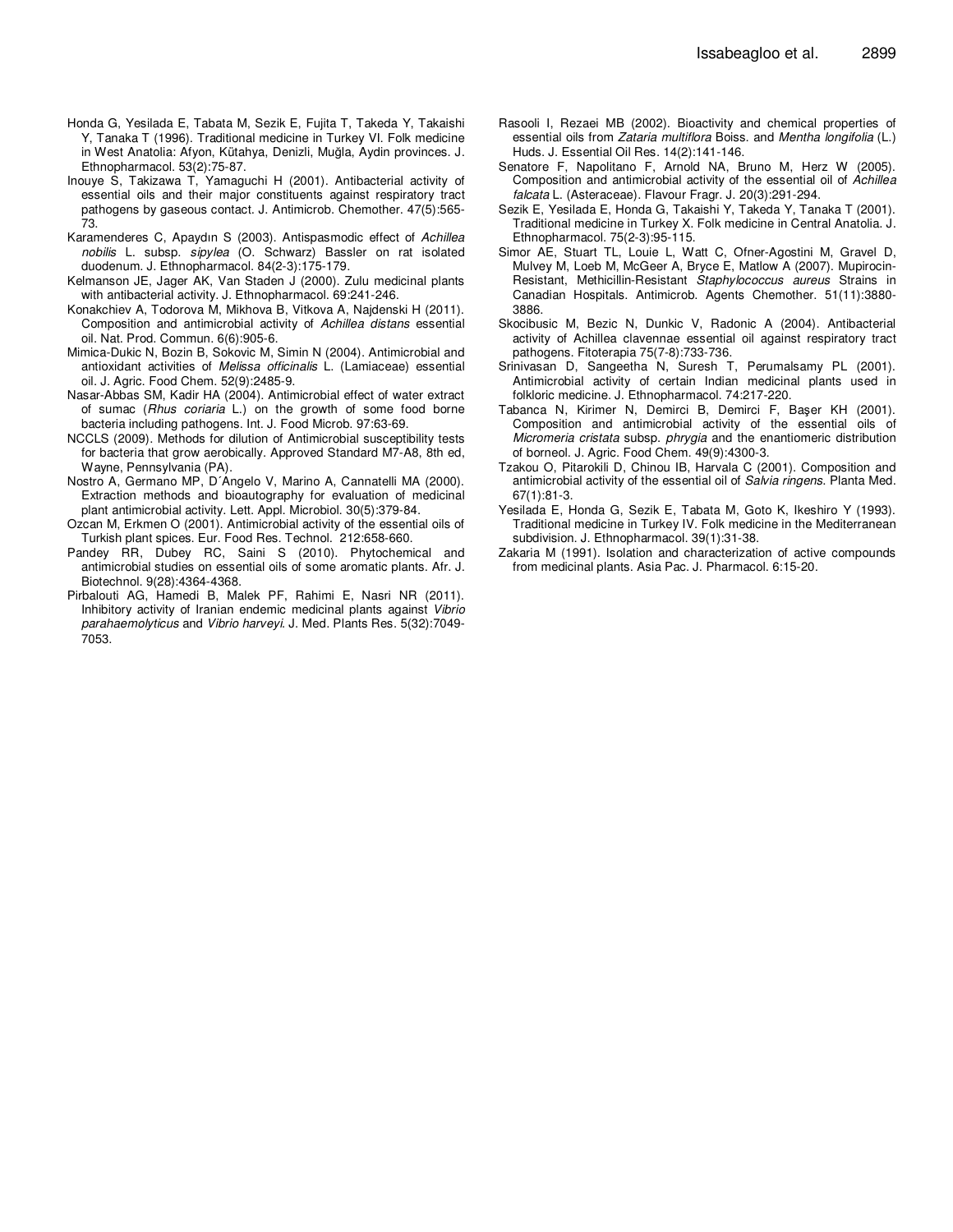Honda G, Yesilada E, Tabata M, Sezik E, Fujita T, Takeda Y, Takaishi Y, Tanaka T (1996). Traditional medicine in Turkey VI. Folk medicine in West Anatolia: Afyon, Kütahya, Denizli, Muğla, Aydin provinces. J. Ethnopharmacol. 53(2):75-87.

Inouye S, Takizawa T, Yamaguchi H (2001). Antibacterial activity of essential oils and their major constituents against respiratory tract pathogens by gaseous contact. J. Antimicrob. Chemother. 47(5):565-73.

Karamenderes C, Apaydın S (2003). Antispasmodic effect of *Achillea nobilis* L. subsp. *sipylea* (O. Schwarz) Bassler on rat isolated duodenum. J. Ethnopharmacol. 84(2-3):175-179.

Kelmanson JE, Jager AK, Van Staden J (2000). Zulu medicinal plants with antibacterial activity. J. Ethnopharmacol. 69:241-246.

Konakchiev A, Todorova M, Mikhova B, Vitkova A, Najdenski H (2011). Composition and antimicrobial activity of *Achillea distans* essential oil. Nat. Prod. Commun. 6(6):905-6.

Mimica-Dukic N, Bozin B, Sokovic M, Simin N (2004). Antimicrobial and antioxidant activities of *Melissa officinalis* L. (Lamiaceae) essential oil. J. Agric. Food Chem. 52(9):2485-9.

Nasar-Abbas SM, Kadir HA (2004). Antimicrobial effect of water extract of sumac (*Rhus coriaria* L.) on the growth of some food borne bacteria including pathogens. Int. J. Food Microb. 97:63-69.

NCCLS (2009). Methods for dilution of Antimicrobial susceptibility tests for bacteria that grow aerobically. Approved Standard M7-A8, 8th ed, Wayne, Pennsylvania (PA).

Nostro A, Germano MP, D´Angelo V, Marino A, Cannatelli MA (2000). Extraction methods and bioautography for evaluation of medicinal plant antimicrobial activity. Lett. Appl. Microbiol. 30(5):379-84.

Ozcan M, Erkmen O (2001). Antimicrobial activity of the essential oils of Turkish plant spices. Eur. Food Res. Technol. 212:658-660.

Pandey RR, Dubey RC, Saini S (2010). Phytochemical and antimicrobial studies on essential oils of some aromatic plants. Afr. J. Biotechnol. 9(28):4364-4368.

Pirbalouti AG, Hamedi B, Malek PF, Rahimi E, Nasri NR (2011). Inhibitory activity of Iranian endemic medicinal plants against *Vibrio parahaemolyticus* and *Vibrio harveyi*. J. Med. Plants Res. 5(32):7049-7053.

Rasooli I, Rezaei MB (2002). Bioactivity and chemical properties of essential oils from *Zataria multiflora* Boiss. and *Mentha longifolia* (L.) Huds. J. Essential Oil Res. 14(2):141-146.

Senatore F, Napolitano F, Arnold NA, Bruno M, Herz W (2005). Composition and antimicrobial activity of the essential oil of *Achillea falcata* L. (Asteraceae). Flavour Fragr. J. 20(3):291-294.

Sezik E, Yesilada E, Honda G, Takaishi Y, Takeda Y, Tanaka T (2001). Traditional medicine in Turkey X. Folk medicine in Central Anatolia. J. Ethnopharmacol. 75(2-3):95-115.

Simor AE, Stuart TL, Louie L, Watt C, Ofner-Agostini M, Gravel D, Mulvey M, Loeb M, McGeer A, Bryce E, Matlow A (2007). Mupirocin-Resistant, Methicillin-Resistant *Staphylococcus aureus* Strains in Canadian Hospitals. Antimicrob. Agents Chemother. 51(11):3880-3886.

Skocibusic M, Bezic N, Dunkic V, Radonic A (2004). Antibacterial activity of Achillea clavennae essential oil against respiratory tract pathogens. Fitoterapia 75(7-8):733-736.

Srinivasan D, Sangeetha N, Suresh T, Perumalsamy PL (2001). Antimicrobial activity of certain Indian medicinal plants used in folkloric medicine. J. Ethnopharmacol. 74:217-220.

Tabanca N, Kirimer N, Demirci B, Demirci F, Başer KH (2001). Composition and antimicrobial activity of the essential oils of *Micromeria cristata* subsp. *phrygia* and the enantiomeric distribution of borneol. J. Agric. Food Chem. 49(9):4300-3.

Tzakou O, Pitarokili D, Chinou IB, Harvala C (2001). Composition and antimicrobial activity of the essential oil of *Salvia ringens*. Planta Med. 67(1):81-3.

Yesilada E, Honda G, Sezik E, Tabata M, Goto K, Ikeshiro Y (1993). Traditional medicine in Turkey IV. Folk medicine in the Mediterranean subdivision. J. Ethnopharmacol. 39(1):31-38.

Zakaria M (1991). Isolation and characterization of active compounds from medicinal plants. Asia Pac. J. Pharmacol. 6:15-20.